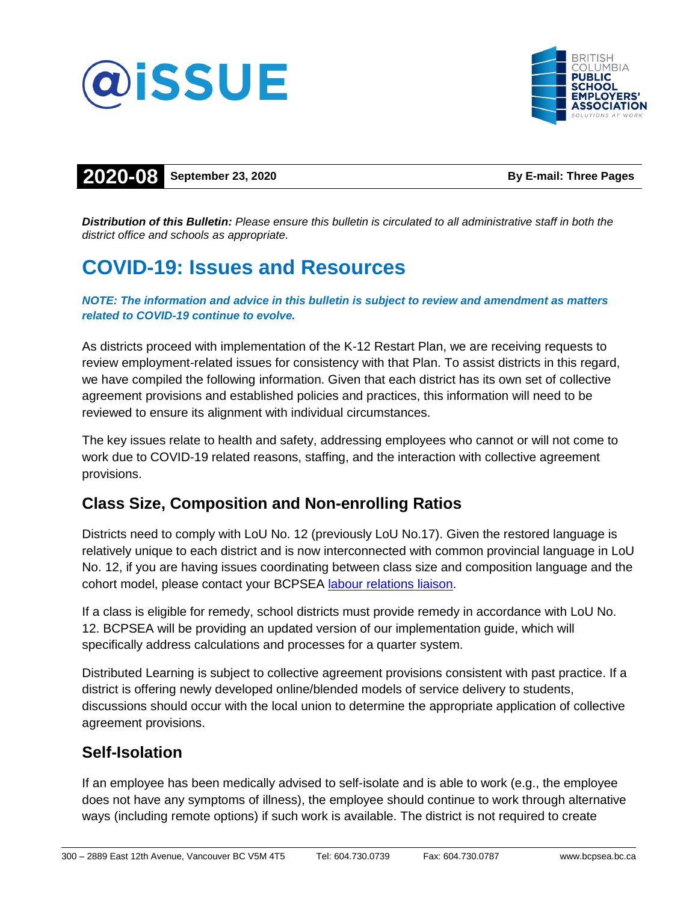@iSSUE

BRITISH COLUMBIA PUBLIC SCHOOL EMPLOYERS' ASSOCIATION
SOLUTIONS AT WORK

**2020-08** **September 23, 2020** **By E-mail: Three Pages**

***Distribution of this Bulletin:*** *Please ensure this bulletin is circulated to all administrative staff in both the district office and schools as appropriate.*

# COVID-19: Issues and Resources

***NOTE: The information and advice in this bulletin is subject to review and amendment as matters related to COVID-19 continue to evolve.***

As districts proceed with implementation of the K-12 Restart Plan, we are receiving requests to review employment-related issues for consistency with that Plan. To assist districts in this regard, we have compiled the following information. Given that each district has its own set of collective agreement provisions and established policies and practices, this information will need to be reviewed to ensure its alignment with individual circumstances.

The key issues relate to health and safety, addressing employees who cannot or will not come to work due to COVID-19 related reasons, staffing, and the interaction with collective agreement provisions.

## Class Size, Composition and Non-enrolling Ratios

Districts need to comply with LoU No. 12 (previously LoU No.17). Given the restored language is relatively unique to each district and is now interconnected with common provincial language in LoU No. 12, if you are having issues coordinating between class size and composition language and the cohort model, please contact your BCPSEA labour relations liaison.

If a class is eligible for remedy, school districts must provide remedy in accordance with LoU No. 12. BCPSEA will be providing an updated version of our implementation guide, which will specifically address calculations and processes for a quarter system.

Distributed Learning is subject to collective agreement provisions consistent with past practice. If a district is offering newly developed online/blended models of service delivery to students, discussions should occur with the local union to determine the appropriate application of collective agreement provisions.

## Self-Isolation

If an employee has been medically advised to self-isolate and is able to work (e.g., the employee does not have any symptoms of illness), the employee should continue to work through alternative ways (including remote options) if such work is available. The district is not required to create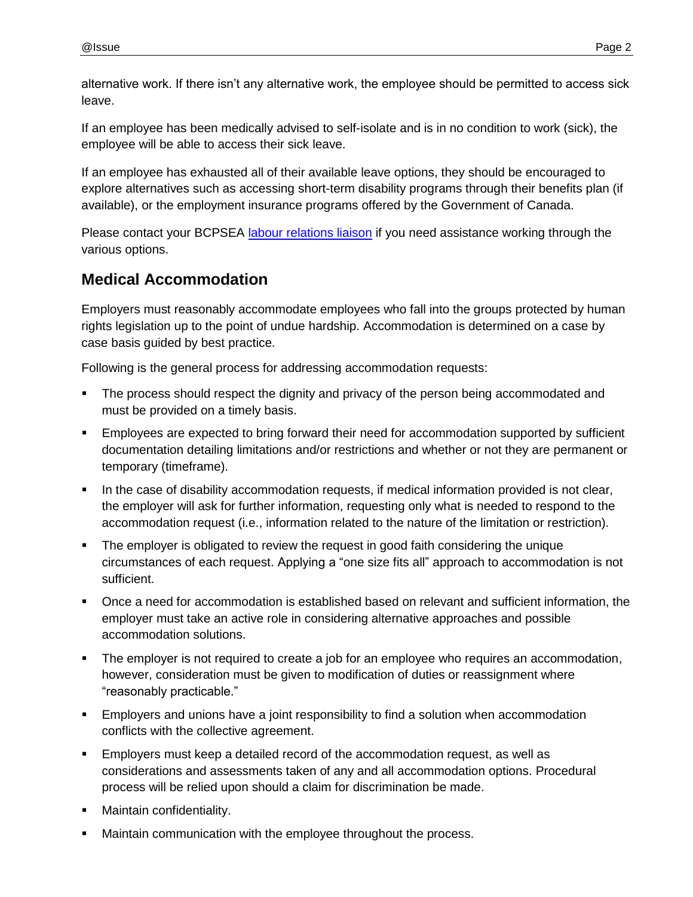alternative work. If there isn't any alternative work, the employee should be permitted to access sick leave.

If an employee has been medically advised to self-isolate and is in no condition to work (sick), the employee will be able to access their sick leave.

If an employee has exhausted all of their available leave options, they should be encouraged to explore alternatives such as accessing short-term disability programs through their benefits plan (if available), or the employment insurance programs offered by the Government of Canada.

Please contact your BCPSEA [labour relations liaison]() if you need assistance working through the various options.

## Medical Accommodation

Employers must reasonably accommodate employees who fall into the groups protected by human rights legislation up to the point of undue hardship. Accommodation is determined on a case by case basis guided by best practice.

Following is the general process for addressing accommodation requests:

- The process should respect the dignity and privacy of the person being accommodated and must be provided on a timely basis.
- Employees are expected to bring forward their need for accommodation supported by sufficient documentation detailing limitations and/or restrictions and whether or not they are permanent or temporary (timeframe).
- In the case of disability accommodation requests, if medical information provided is not clear, the employer will ask for further information, requesting only what is needed to respond to the accommodation request (i.e., information related to the nature of the limitation or restriction).
- The employer is obligated to review the request in good faith considering the unique circumstances of each request. Applying a "one size fits all" approach to accommodation is not sufficient.
- Once a need for accommodation is established based on relevant and sufficient information, the employer must take an active role in considering alternative approaches and possible accommodation solutions.
- The employer is not required to create a job for an employee who requires an accommodation, however, consideration must be given to modification of duties or reassignment where "reasonably practicable."
- Employers and unions have a joint responsibility to find a solution when accommodation conflicts with the collective agreement.
- Employers must keep a detailed record of the accommodation request, as well as considerations and assessments taken of any and all accommodation options. Procedural process will be relied upon should a claim for discrimination be made.
- Maintain confidentiality.
- Maintain communication with the employee throughout the process.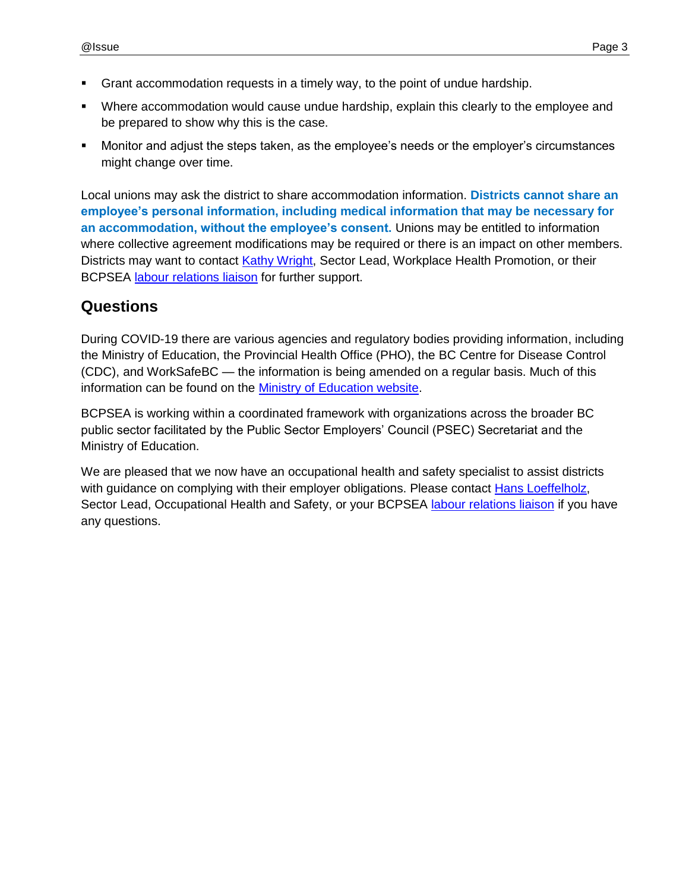- Grant accommodation requests in a timely way, to the point of undue hardship.
- Where accommodation would cause undue hardship, explain this clearly to the employee and be prepared to show why this is the case.
- Monitor and adjust the steps taken, as the employee's needs or the employer's circumstances might change over time.

Local unions may ask the district to share accommodation information. **Districts cannot share an employee's personal information, including medical information that may be necessary for an accommodation, without the employee's consent.** Unions may be entitled to information where collective agreement modifications may be required or there is an impact on other members. Districts may want to contact Kathy Wright, Sector Lead, Workplace Health Promotion, or their BCPSEA labour relations liaison for further support.

## Questions

During COVID-19 there are various agencies and regulatory bodies providing information, including the Ministry of Education, the Provincial Health Office (PHO), the BC Centre for Disease Control (CDC), and WorkSafeBC — the information is being amended on a regular basis. Much of this information can be found on the Ministry of Education website.

BCPSEA is working within a coordinated framework with organizations across the broader BC public sector facilitated by the Public Sector Employers' Council (PSEC) Secretariat and the Ministry of Education.

We are pleased that we now have an occupational health and safety specialist to assist districts with guidance on complying with their employer obligations. Please contact Hans Loeffelholz, Sector Lead, Occupational Health and Safety, or your BCPSEA labour relations liaison if you have any questions.